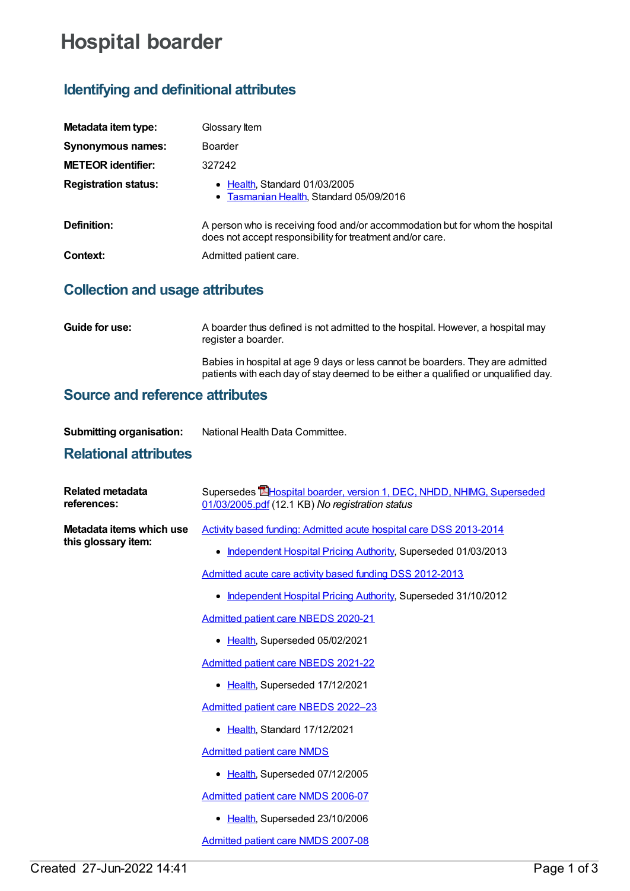# Hospital boarder

## Identifying and definitional attributes

**Metadata item type:** Glossary Item

**Synonymous names:** Boarder

**METEOR identifier:** 327242

**Registration status:**

- Health, Standard 01/03/2005
- Tasmanian Health, Standard 05/09/2016

**Definition:** A person who is receiving food and/or accommodation but for whom the hospital does not accept responsibility for treatment and/or care.

**Context:** Admitted patient care.

## Collection and usage attributes

**Guide for use:** A boarder thus defined is not admitted to the hospital. However, a hospital may register a boarder.

Babies in hospital at age 9 days or less cannot be boarders. They are admitted patients with each day of stay deemed to be either a qualified or unqualified day.

## Source and reference attributes

**Submitting organisation:** National Health Data Committee.

## Relational attributes

**Related metadata references:** Supersedes Hospital boarder, version 1, DEC, NHDD, NHIMG, Superseded 01/03/2005.pdf (12.1 KB) *No registration status*

**Metadata items which use this glossary item:**

Activity based funding: Admitted acute hospital care DSS 2013-2014

- Independent Hospital Pricing Authority, Superseded 01/03/2013

Admitted acute care activity based funding DSS 2012-2013

- Independent Hospital Pricing Authority, Superseded 31/10/2012

Admitted patient care NBEDS 2020-21

- Health, Superseded 05/02/2021

Admitted patient care NBEDS 2021-22

- Health, Superseded 17/12/2021

Admitted patient care NBEDS 2022–23

- Health, Standard 17/12/2021

Admitted patient care NMDS

- Health, Superseded 07/12/2005

Admitted patient care NMDS 2006-07

- Health, Superseded 23/10/2006

Admitted patient care NMDS 2007-08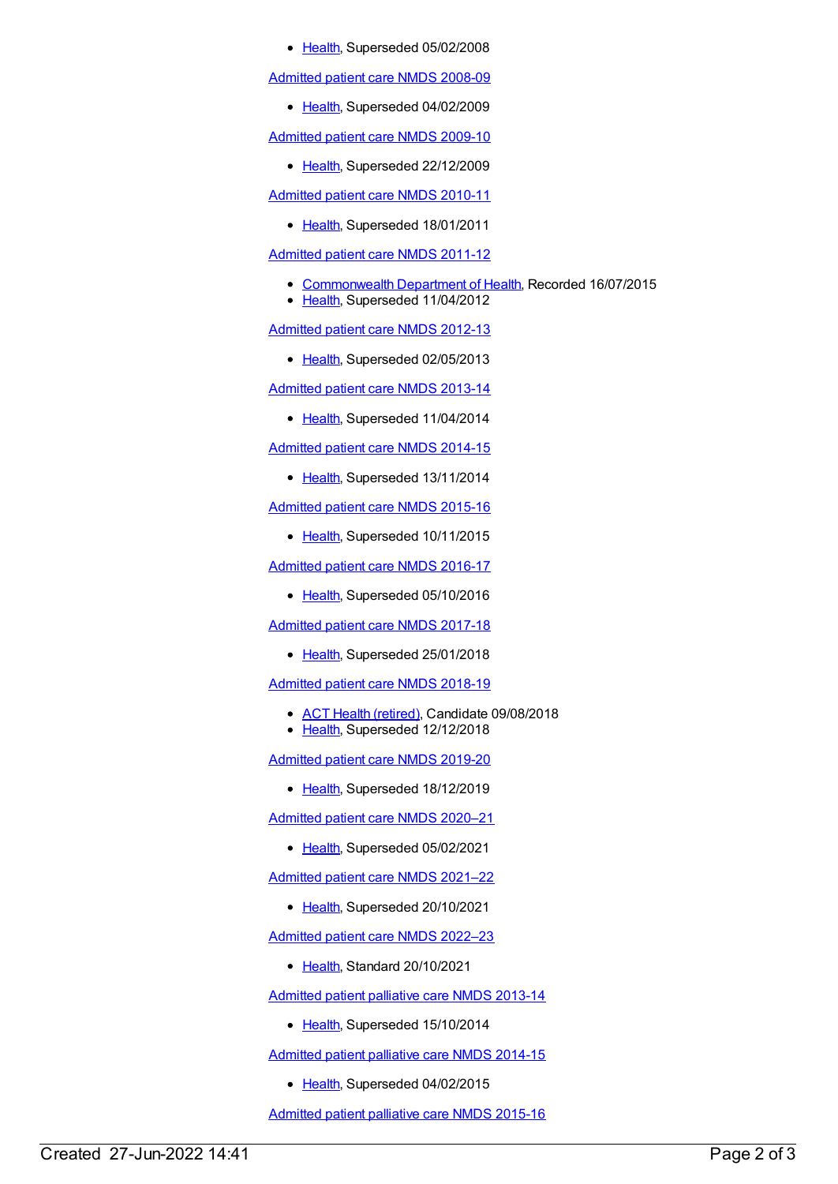- Health, Superseded 05/02/2008

Admitted patient care NMDS 2008-09

- Health, Superseded 04/02/2009

Admitted patient care NMDS 2009-10

- Health, Superseded 22/12/2009

Admitted patient care NMDS 2010-11

- Health, Superseded 18/01/2011

Admitted patient care NMDS 2011-12

- Commonwealth Department of Health, Recorded 16/07/2015
- Health, Superseded 11/04/2012

Admitted patient care NMDS 2012-13

- Health, Superseded 02/05/2013

Admitted patient care NMDS 2013-14

- Health, Superseded 11/04/2014

Admitted patient care NMDS 2014-15

- Health, Superseded 13/11/2014

Admitted patient care NMDS 2015-16

- Health, Superseded 10/11/2015

Admitted patient care NMDS 2016-17

- Health, Superseded 05/10/2016

Admitted patient care NMDS 2017-18

- Health, Superseded 25/01/2018

Admitted patient care NMDS 2018-19

- ACT Health (retired), Candidate 09/08/2018
- Health, Superseded 12/12/2018

Admitted patient care NMDS 2019-20

- Health, Superseded 18/12/2019

Admitted patient care NMDS 2020–21

- Health, Superseded 05/02/2021

Admitted patient care NMDS 2021–22

- Health, Superseded 20/10/2021

Admitted patient care NMDS 2022–23

- Health, Standard 20/10/2021

Admitted patient palliative care NMDS 2013-14

- Health, Superseded 15/10/2014

Admitted patient palliative care NMDS 2014-15

- Health, Superseded 04/02/2015

Admitted patient palliative care NMDS 2015-16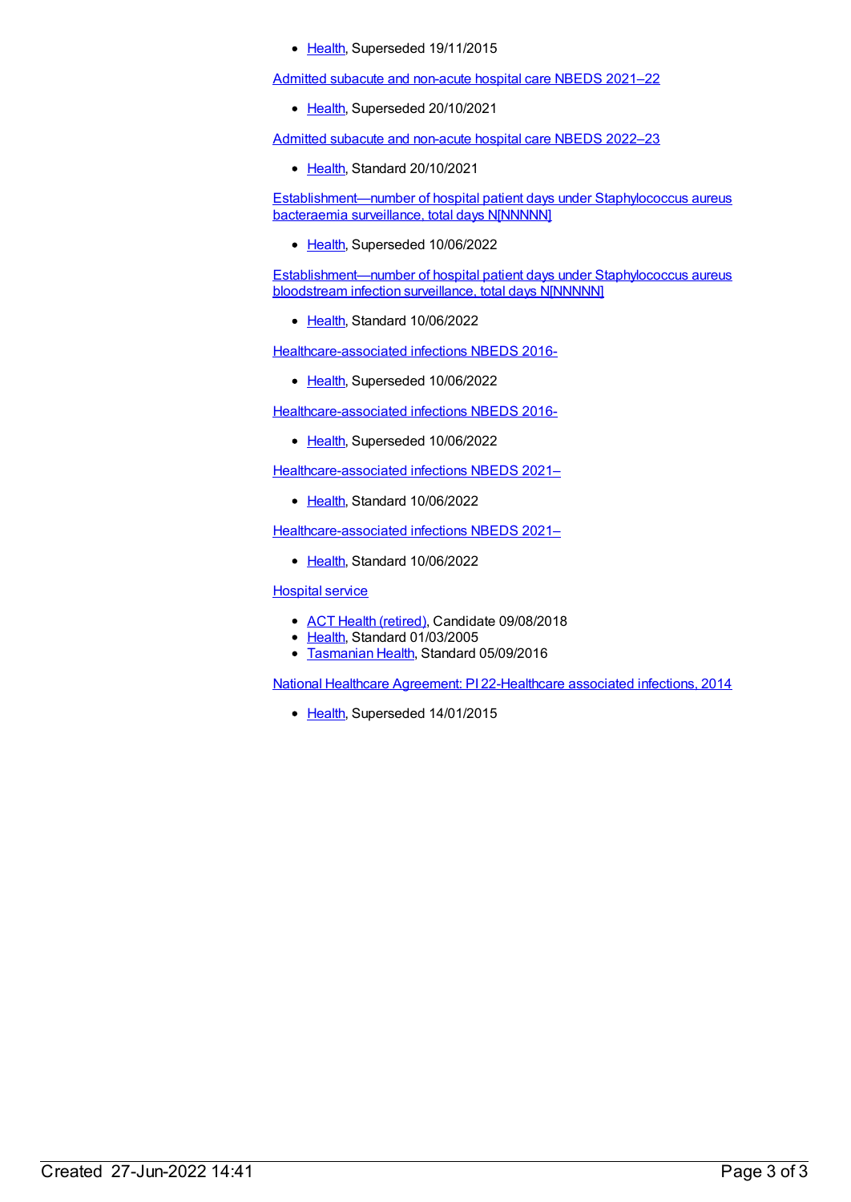- Health, Superseded 19/11/2015

Admitted subacute and non-acute hospital care NBEDS 2021–22

- Health, Superseded 20/10/2021

Admitted subacute and non-acute hospital care NBEDS 2022–23

- Health, Standard 20/10/2021

Establishment—number of hospital patient days under Staphylococcus aureus bacteraemia surveillance, total days N[NNNNN]

- Health, Superseded 10/06/2022

Establishment—number of hospital patient days under Staphylococcus aureus bloodstream infection surveillance, total days N[NNNNN]

- Health, Standard 10/06/2022

Healthcare-associated infections NBEDS 2016-

- Health, Superseded 10/06/2022

Healthcare-associated infections NBEDS 2016-

- Health, Superseded 10/06/2022

Healthcare-associated infections NBEDS 2021–

- Health, Standard 10/06/2022

Healthcare-associated infections NBEDS 2021–

- Health, Standard 10/06/2022

Hospital service

- ACT Health (retired), Candidate 09/08/2018
- Health, Standard 01/03/2005
- Tasmanian Health, Standard 05/09/2016

National Healthcare Agreement: PI 22-Healthcare associated infections, 2014

- Health, Superseded 14/01/2015